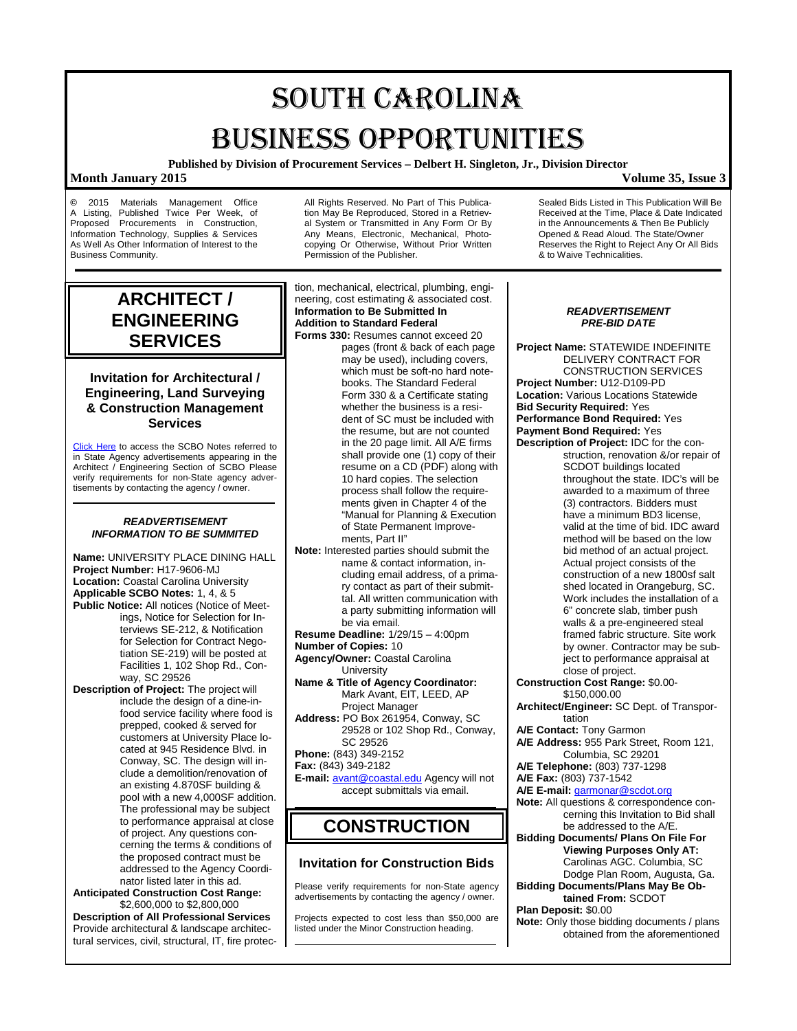# SOUTH CAROLINA BUSINESS OPPORTUNITIES

**Published by Division of Procurement Services – Delbert H. Singleton, Jr., Division Director**

**Month January 2015** **Volume 35, Issue 3**

© 2015 Materials Management Office A Listing, Published Twice Per Week, of Proposed Procurements in Construction, Information Technology, Supplies & Services As Well As Other Information of Interest to the Business Community.

All Rights Reserved. No Part of This Publication May Be Reproduced, Stored in a Retrieval System or Transmitted in Any Form Or By Any Means, Electronic, Mechanical, Photocopying Or Otherwise, Without Prior Written Permission of the Publisher.

Sealed Bids Listed in This Publication Will Be Received at the Time, Place & Date Indicated in the Announcements & Then Be Publicly Opened & Read Aloud. The State/Owner Reserves the Right to Reject Any Or All Bids & to Waive Technicalities.

## ARCHITECT / ENGINEERING SERVICES

### Invitation for Architectural / Engineering, Land Surveying & Construction Management Services

Click Here to access the SCBO Notes referred to in State Agency advertisements appearing in the Architect / Engineering Section of SCBO Please verify requirements for non-State agency advertisements by contacting the agency / owner.

***READVERTISEMENT INFORMATION TO BE SUMMITED***

**Name:** UNIVERSITY PLACE DINING HALL
**Project Number:** H17-9606-MJ
**Location:** Coastal Carolina University
**Applicable SCBO Notes:** 1, 4, & 5
**Public Notice:** All notices (Notice of Meetings, Notice for Selection for Interviews SE-212, & Notification for Selection for Contract Negotiation SE-219) will be posted at Facilities 1, 102 Shop Rd., Conway, SC 29526
**Description of Project:** The project will include the design of a dine-in-food service facility where food is prepped, cooked & served for customers at University Place located at 945 Residence Blvd. in Conway, SC. The design will include a demolition/renovation of an existing 4.870SF building & pool with a new 4,000SF addition. The professional may be subject to performance appraisal at close of project. Any questions concerning the terms & conditions of the proposed contract must be addressed to the Agency Coordinator listed later in this ad.
**Anticipated Construction Cost Range:** $2,600,000 to $2,800,000
**Description of All Professional Services** Provide architectural & landscape architectural services, civil, structural, IT, fire protection, mechanical, electrical, plumbing, engineering, cost estimating & associated cost.
**Information to Be Submitted In Addition to Standard Federal Forms 330:** Resumes cannot exceed 20 pages (front & back of each page may be used), including covers, which must be soft-no hard notebooks. The Standard Federal Form 330 & a Certificate stating whether the business is a resident of SC must be included with the resume, but are not counted in the 20 page limit. All A/E firms shall provide one (1) copy of their resume on a CD (PDF) along with 10 hard copies. The selection process shall follow the requirements given in Chapter 4 of the "Manual for Planning & Execution of State Permanent Improvements, Part II"
**Note:** Interested parties should submit the name & contact information, including email address, of a primary contact as part of their submittal. All written communication with a party submitting information will be via email.
**Resume Deadline:** 1/29/15 – 4:00pm
**Number of Copies:** 10
**Agency/Owner:** Coastal Carolina University
**Name & Title of Agency Coordinator:** Mark Avant, EIT, LEED, AP Project Manager
**Address:** PO Box 261954, Conway, SC 29528 or 102 Shop Rd., Conway, SC 29526
**Phone:** (843) 349-2152
**Fax:** (843) 349-2182
**E-mail:** avant@coastal.edu Agency will not accept submittals via email.

## CONSTRUCTION

### Invitation for Construction Bids

Please verify requirements for non-State agency advertisements by contacting the agency / owner.

Projects expected to cost less than $50,000 are listed under the Minor Construction heading.

***READVERTISEMENT PRE-BID DATE***

**Project Name:** STATEWIDE INDEFINITE DELIVERY CONTRACT FOR CONSTRUCTION SERVICES
**Project Number:** U12-D109-PD
**Location:** Various Locations Statewide
**Bid Security Required:** Yes
**Performance Bond Required:** Yes
**Payment Bond Required:** Yes
**Description of Project:** IDC for the construction, renovation &/or repair of SCDOT buildings located throughout the state. IDC's will be awarded to a maximum of three (3) contractors. Bidders must have a minimum BD3 license, valid at the time of bid. IDC award method will be based on the low bid method of an actual project. Actual project consists of the construction of a new 1800sf salt shed located in Orangeburg, SC. Work includes the installation of a 6" concrete slab, timber push walls & a pre-engineered steal framed fabric structure. Site work by owner. Contractor may be subject to performance appraisal at close of project.
**Construction Cost Range:** $0.00-$150,000.00
**Architect/Engineer:** SC Dept. of Transportation
**A/E Contact:** Tony Garmon
**A/E Address:** 955 Park Street, Room 121, Columbia, SC 29201
**A/E Telephone:** (803) 737-1298
**A/E Fax:** (803) 737-1542
**A/E E-mail:** garmonar@scdot.org
**Note:** All questions & correspondence concerning this Invitation to Bid shall be addressed to the A/E.
**Bidding Documents/ Plans On File For Viewing Purposes Only AT:** Carolinas AGC. Columbia, SC Dodge Plan Room, Augusta, Ga.
**Bidding Documents/Plans May Be Obtained From:** SCDOT
**Plan Deposit:** $0.00
**Note:** Only those bidding documents / plans obtained from the aforementioned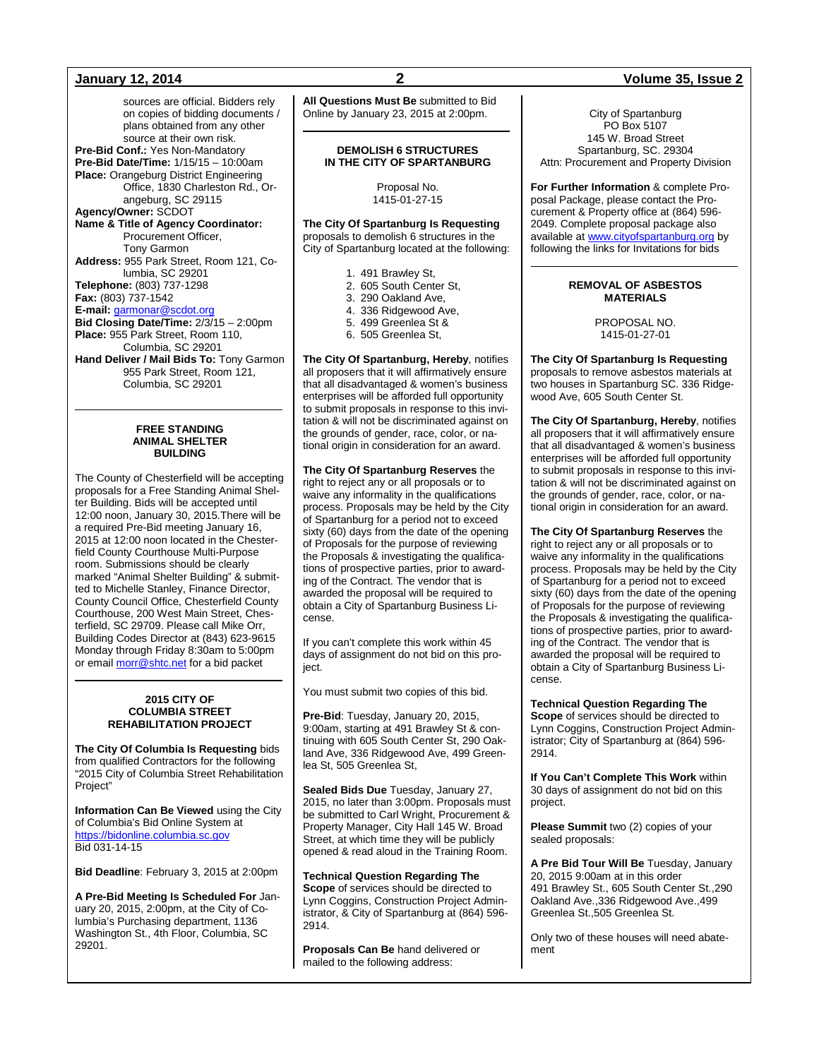sources are official. Bidders rely on copies of bidding documents / plans obtained from any other source at their own risk.

**Pre-Bid Conf.:** Yes Non-Mandatory
**Pre-Bid Date/Time:** 1/15/15 – 10:00am
**Place:** Orangeburg District Engineering Office, 1830 Charleston Rd., Orangeburg, SC 29115
**Agency/Owner:** SCDOT
**Name & Title of Agency Coordinator:** Procurement Officer, Tony Garmon
**Address:** 955 Park Street, Room 121, Columbia, SC 29201
**Telephone:** (803) 737-1298
**Fax:** (803) 737-1542
**E-mail:** garmonar@scdot.org
**Bid Closing Date/Time:** 2/3/15 – 2:00pm
**Place:** 955 Park Street, Room 110, Columbia, SC 29201
**Hand Deliver / Mail Bids To:** Tony Garmon 955 Park Street, Room 121, Columbia, SC 29201

## FREE STANDING ANIMAL SHELTER BUILDING

The County of Chesterfield will be accepting proposals for a Free Standing Animal Shelter Building. Bids will be accepted until 12:00 noon, January 30, 2015.There will be a required Pre-Bid meeting January 16, 2015 at 12:00 noon located in the Chesterfield County Courthouse Multi-Purpose room. Submissions should be clearly marked "Animal Shelter Building" & submitted to Michelle Stanley, Finance Director, County Council Office, Chesterfield County Courthouse, 200 West Main Street, Chesterfield, SC 29709. Please call Mike Orr, Building Codes Director at (843) 623-9615 Monday through Friday 8:30am to 5:00pm or email morr@shtc.net for a bid packet

## 2015 CITY OF COLUMBIA STREET REHABILITATION PROJECT

**The City Of Columbia Is Requesting** bids from qualified Contractors for the following "2015 City of Columbia Street Rehabilitation Project"

**Information Can Be Viewed** using the City of Columbia's Bid Online System at https://bidonline.columbia.sc.gov
Bid 031-14-15

**Bid Deadline**: February 3, 2015 at 2:00pm

**A Pre-Bid Meeting Is Scheduled For** January 20, 2015, 2:00pm, at the City of Columbia's Purchasing department, 1136 Washington St., 4th Floor, Columbia, SC 29201.

**All Questions Must Be** submitted to Bid Online by January 23, 2015 at 2:00pm.

## DEMOLISH 6 STRUCTURES IN THE CITY OF SPARTANBURG

Proposal No.
1415-01-27-15

**The City Of Spartanburg Is Requesting** proposals to demolish 6 structures in the City of Spartanburg located at the following:

1. 491 Brawley St,
2. 605 South Center St,
3. 290 Oakland Ave,
4. 336 Ridgewood Ave,
5. 499 Greenlea St &
6. 505 Greenlea St,

**The City Of Spartanburg, Hereby**, notifies all proposers that it will affirmatively ensure that all disadvantaged & women's business enterprises will be afforded full opportunity to submit proposals in response to this invitation & will not be discriminated against on the grounds of gender, race, color, or national origin in consideration for an award.

**The City Of Spartanburg Reserves** the right to reject any or all proposals or to waive any informality in the qualifications process. Proposals may be held by the City of Spartanburg for a period not to exceed sixty (60) days from the date of the opening of Proposals for the purpose of reviewing the Proposals & investigating the qualifications of prospective parties, prior to awarding of the Contract. The vendor that is awarded the proposal will be required to obtain a City of Spartanburg Business License.

If you can't complete this work within 45 days of assignment do not bid on this project.

You must submit two copies of this bid.

**Pre-Bid**: Tuesday, January 20, 2015, 9:00am, starting at 491 Brawley St & continuing with 605 South Center St, 290 Oakland Ave, 336 Ridgewood Ave, 499 Greenlea St, 505 Greenlea St,

**Sealed Bids Due** Tuesday, January 27, 2015, no later than 3:00pm. Proposals must be submitted to Carl Wright, Procurement & Property Manager, City Hall 145 W. Broad Street, at which time they will be publicly opened & read aloud in the Training Room.

**Technical Question Regarding The Scope** of services should be directed to Lynn Coggins, Construction Project Administrator, & City of Spartanburg at (864) 596-2914.

**Proposals Can Be** hand delivered or mailed to the following address:

City of Spartanburg
PO Box 5107
145 W. Broad Street
Spartanburg, SC. 29304
Attn: Procurement and Property Division

**For Further Information** & complete Proposal Package, please contact the Procurement & Property office at (864) 596-2049. Complete proposal package also available at www.cityofspartanburg.org by following the links for Invitations for bids

## REMOVAL OF ASBESTOS MATERIALS

PROPOSAL NO.
1415-01-27-01

**The City Of Spartanburg Is Requesting** proposals to remove asbestos materials at two houses in Spartanburg SC. 336 Ridgewood Ave, 605 South Center St.

**The City Of Spartanburg, Hereby**, notifies all proposers that it will affirmatively ensure that all disadvantaged & women's business enterprises will be afforded full opportunity to submit proposals in response to this invitation & will not be discriminated against on the grounds of gender, race, color, or national origin in consideration for an award.

**The City Of Spartanburg Reserves** the right to reject any or all proposals or to waive any informality in the qualifications process. Proposals may be held by the City of Spartanburg for a period not to exceed sixty (60) days from the date of the opening of Proposals for the purpose of reviewing the Proposals & investigating the qualifications of prospective parties, prior to awarding of the Contract. The vendor that is awarded the proposal will be required to obtain a City of Spartanburg Business License.

**Technical Question Regarding The Scope** of services should be directed to Lynn Coggins, Construction Project Administrator; City of Spartanburg at (864) 596-2914.

**If You Can't Complete This Work** within 30 days of assignment do not bid on this project.

**Please Summit** two (2) copies of your sealed proposals:

**A Pre Bid Tour Will Be** Tuesday, January 20, 2015 9:00am at in this order 491 Brawley St., 605 South Center St.,290 Oakland Ave.,336 Ridgewood Ave.,499 Greenlea St.,505 Greenlea St.

Only two of these houses will need abatement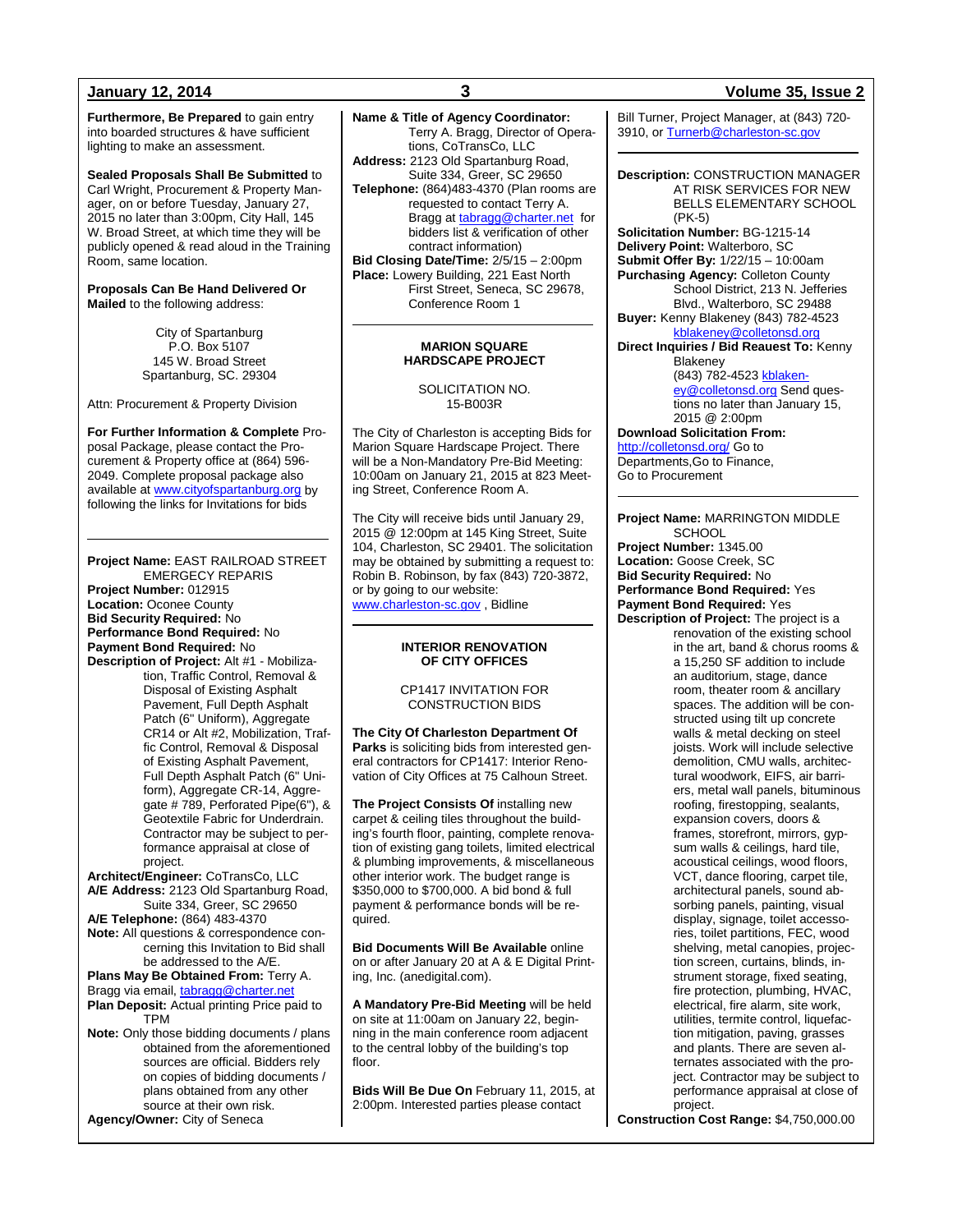**Furthermore, Be Prepared** to gain entry into boarded structures & have sufficient lighting to make an assessment.

**Sealed Proposals Shall Be Submitted** to Carl Wright, Procurement & Property Manager, on or before Tuesday, January 27, 2015 no later than 3:00pm, City Hall, 145 W. Broad Street, at which time they will be publicly opened & read aloud in the Training Room, same location.

**Proposals Can Be Hand Delivered Or Mailed** to the following address:

City of Spartanburg
P.O. Box 5107
145 W. Broad Street
Spartanburg, SC. 29304

Attn: Procurement & Property Division

**For Further Information & Complete** Proposal Package, please contact the Procurement & Property office at (864) 596-2049. Complete proposal package also available at www.cityofspartanburg.org by following the links for Invitations for bids

---

**Project Name:** EAST RAILROAD STREET EMERGECY REPARIS
**Project Number:** 012915
**Location:** Oconee County
**Bid Security Required:** No
**Performance Bond Required:** No
**Payment Bond Required:** No
**Description of Project:** Alt #1 - Mobilization, Traffic Control, Removal & Disposal of Existing Asphalt Pavement, Full Depth Asphalt Patch (6" Uniform), Aggregate CR14 or Alt #2, Mobilization, Traffic Control, Removal & Disposal of Existing Asphalt Pavement, Full Depth Asphalt Patch (6" Uniform), Aggregate CR-14, Aggregate # 789, Perforated Pipe(6"), & Geotextile Fabric for Underdrain. Contractor may be subject to performance appraisal at close of project.
**Architect/Engineer:** CoTransCo, LLC
**A/E Address:** 2123 Old Spartanburg Road, Suite 334, Greer, SC 29650
**A/E Telephone:** (864) 483-4370
**Note:** All questions & correspondence concerning this Invitation to Bid shall be addressed to the A/E.
**Plans May Be Obtained From:** Terry A. Bragg via email, tabragg@charter.net
**Plan Deposit:** Actual printing Price paid to TPM
**Note:** Only those bidding documents / plans obtained from the aforementioned sources are official. Bidders rely on copies of bidding documents / plans obtained from any other source at their own risk.
**Agency/Owner:** City of Seneca
**Name & Title of Agency Coordinator:** Terry A. Bragg, Director of Operations, CoTransCo, LLC
**Address:** 2123 Old Spartanburg Road, Suite 334, Greer, SC 29650
**Telephone:** (864)483-4370 (Plan rooms are requested to contact Terry A. Bragg at tabragg@charter.net for bidders list & verification of other contract information)
**Bid Closing Date/Time:** 2/5/15 – 2:00pm
**Place:** Lowery Building, 221 East North First Street, Seneca, SC 29678, Conference Room 1

---

**MARION SQUARE HARDSCAPE PROJECT**

SOLICITATION NO. 15-B003R

The City of Charleston is accepting Bids for Marion Square Hardscape Project. There will be a Non-Mandatory Pre-Bid Meeting: 10:00am on January 21, 2015 at 823 Meeting Street, Conference Room A.

The City will receive bids until January 29, 2015 @ 12:00pm at 145 King Street, Suite 104, Charleston, SC 29401. The solicitation may be obtained by submitting a request to: Robin B. Robinson, by fax (843) 720-3872, or by going to our website: www.charleston-sc.gov , Bidline

---

**INTERIOR RENOVATION OF CITY OFFICES**

CP1417 INVITATION FOR CONSTRUCTION BIDS

**The City Of Charleston Department Of Parks** is soliciting bids from interested general contractors for CP1417: Interior Renovation of City Offices at 75 Calhoun Street.

**The Project Consists Of** installing new carpet & ceiling tiles throughout the building's fourth floor, painting, complete renovation of existing gang toilets, limited electrical & plumbing improvements, & miscellaneous other interior work. The budget range is $350,000 to $700,000. A bid bond & full payment & performance bonds will be required.

**Bid Documents Will Be Available** online on or after January 20 at A & E Digital Printing, Inc. (anedigital.com).

**A Mandatory Pre-Bid Meeting** will be held on site at 11:00am on January 22, beginning in the main conference room adjacent to the central lobby of the building's top floor.

**Bids Will Be Due On** February 11, 2015, at 2:00pm. Interested parties please contact Bill Turner, Project Manager, at (843) 720-3910, or Turnerb@charleston-sc.gov

---

**Description:** CONSTRUCTION MANAGER AT RISK SERVICES FOR NEW BELLS ELEMENTARY SCHOOL (PK-5)
**Solicitation Number:** BG-1215-14
**Delivery Point:** Walterboro, SC
**Submit Offer By:** 1/22/15 – 10:00am
**Purchasing Agency:** Colleton County School District, 213 N. Jefferies Blvd., Walterboro, SC 29488
**Buyer:** Kenny Blakeney (843) 782-4523 kblakeney@colletonsd.org
**Direct Inquiries / Bid Reauest To:** Kenny Blakeney (843) 782-4523 kblakeney@colletonsd.org Send questions no later than January 15, 2015 @ 2:00pm
**Download Solicitation From:** http://colletonsd.org/ Go to Departments,Go to Finance, Go to Procurement

---

**Project Name:** MARRINGTON MIDDLE SCHOOL
**Project Number:** 1345.00
**Location:** Goose Creek, SC
**Bid Security Required:** No
**Performance Bond Required:** Yes
**Payment Bond Required:** Yes
**Description of Project:** The project is a renovation of the existing school in the art, band & chorus rooms & a 15,250 SF addition to include an auditorium, stage, dance room, theater room & ancillary spaces. The addition will be constructed using tilt up concrete walls & metal decking on steel joists. Work will include selective demolition, CMU walls, architectural woodwork, EIFS, air barriers, metal wall panels, bituminous roofing, firestopping, sealants, expansion covers, doors & frames, storefront, mirrors, gypsum walls & ceilings, hard tile, acoustical ceilings, wood floors, VCT, dance flooring, carpet tile, architectural panels, sound absorbing panels, painting, visual display, signage, toilet accessories, toilet partitions, FEC, wood shelving, metal canopies, projection screen, curtains, blinds, instrument storage, fixed seating, fire protection, plumbing, HVAC, electrical, fire alarm, site work, utilities, termite control, liquefaction mitigation, paving, grasses and plants. There are seven alternates associated with the project. Contractor may be subject to performance appraisal at close of project.
**Construction Cost Range:** $4,750,000.00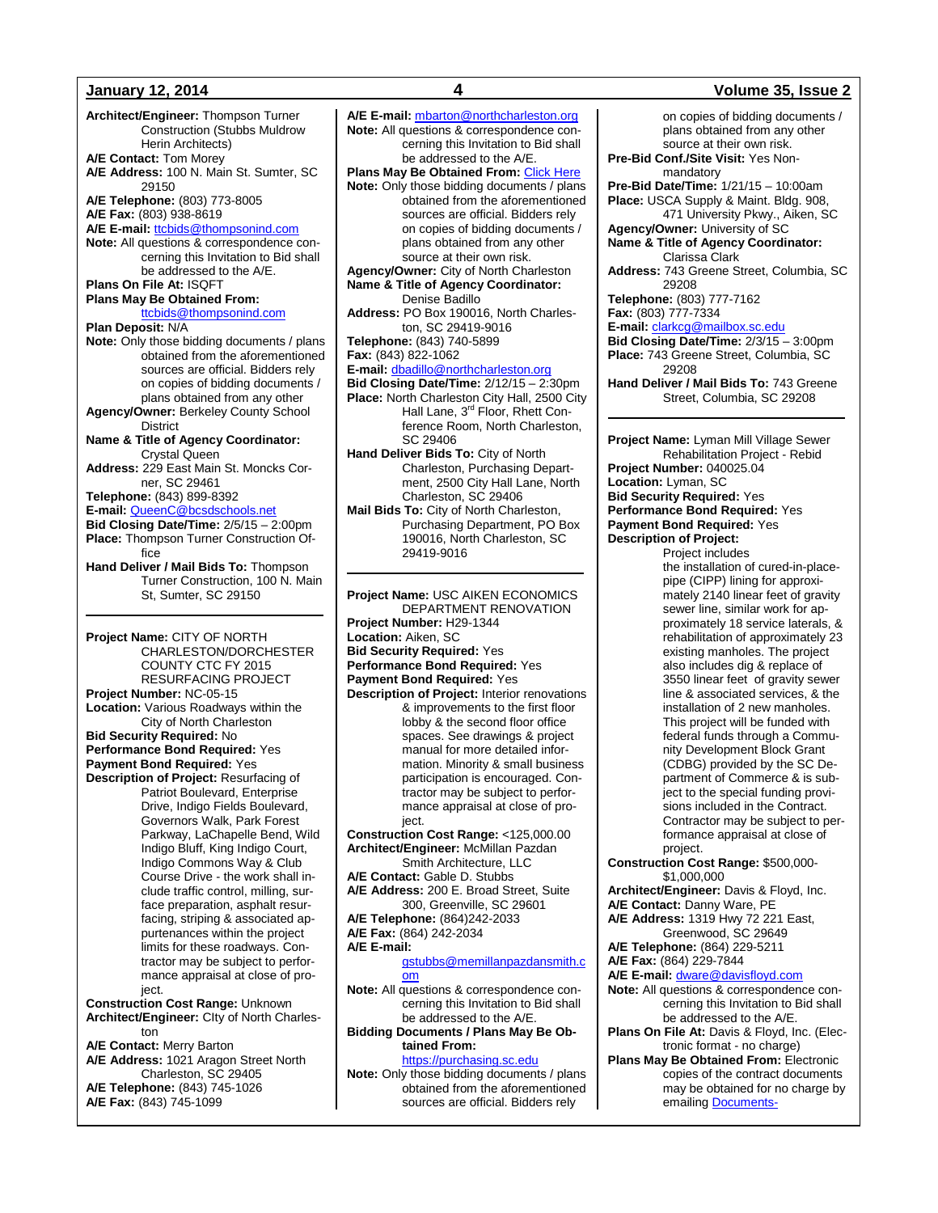**Architect/Engineer:** Thompson Turner Construction (Stubbs Muldrow Herin Architects)
**A/E Contact:** Tom Morey
**A/E Address:** 100 N. Main St. Sumter, SC 29150
**A/E Telephone:** (803) 773-8005
**A/E Fax:** (803) 938-8619
**A/E E-mail:** ttcbids@thompsonind.com
**Note:** All questions & correspondence concerning this Invitation to Bid shall be addressed to the A/E.
**Plans On File At:** ISQFT
**Plans May Be Obtained From:** ttcbids@thompsonind.com
**Plan Deposit:** N/A
**Note:** Only those bidding documents / plans obtained from the aforementioned sources are official. Bidders rely on copies of bidding documents / plans obtained from any other
**Agency/Owner:** Berkeley County School District
**Name & Title of Agency Coordinator:** Crystal Queen
**Address:** 229 East Main St. Moncks Corner, SC 29461
**Telephone:** (843) 899-8392
**E-mail:** QueenC@bcsdschools.net
**Bid Closing Date/Time:** 2/5/15 – 2:00pm
**Place:** Thompson Turner Construction Office
**Hand Deliver / Mail Bids To:** Thompson Turner Construction, 100 N. Main St, Sumter, SC 29150

---

**Project Name:** CITY OF NORTH CHARLESTON/DORCHESTER COUNTY CTC FY 2015 RESURFACING PROJECT
**Project Number:** NC-05-15
**Location:** Various Roadways within the City of North Charleston
**Bid Security Required:** No
**Performance Bond Required:** Yes
**Payment Bond Required:** Yes
**Description of Project:** Resurfacing of Patriot Boulevard, Enterprise Drive, Indigo Fields Boulevard, Governors Walk, Park Forest Parkway, LaChapelle Bend, Wild Indigo Bluff, King Indigo Court, Indigo Commons Way & Club Course Drive - the work shall include traffic control, milling, surface preparation, asphalt resurfacing, striping & associated appurtenances within the project limits for these roadways. Contractor may be subject to performance appraisal at close of project.
**Construction Cost Range:** Unknown
**Architect/Engineer:** CIty of North Charleston
**A/E Contact:** Merry Barton
**A/E Address:** 1021 Aragon Street North Charleston, SC 29405
**A/E Telephone:** (843) 745-1026
**A/E Fax:** (843) 745-1099
**A/E E-mail:** mbarton@northcharleston.org
**Note:** All questions & correspondence concerning this Invitation to Bid shall be addressed to the A/E.
**Plans May Be Obtained From:** Click Here
**Note:** Only those bidding documents / plans obtained from the aforementioned sources are official. Bidders rely on copies of bidding documents / plans obtained from any other source at their own risk.
**Agency/Owner:** City of North Charleston
**Name & Title of Agency Coordinator:** Denise Badillo
**Address:** PO Box 190016, North Charleston, SC 29419-9016
**Telephone:** (843) 740-5899
**Fax:** (843) 822-1062
**E-mail:** dbadillo@northcharleston.org
**Bid Closing Date/Time:** 2/12/15 – 2:30pm
**Place:** North Charleston City Hall, 2500 City Hall Lane, 3rd Floor, Rhett Conference Room, North Charleston, SC 29406
**Hand Deliver Bids To:** City of North Charleston, Purchasing Department, 2500 City Hall Lane, North Charleston, SC 29406
**Mail Bids To:** City of North Charleston, Purchasing Department, PO Box 190016, North Charleston, SC 29419-9016

---

**Project Name:** USC AIKEN ECONOMICS DEPARTMENT RENOVATION
**Project Number:** H29-1344
**Location:** Aiken, SC
**Bid Security Required:** Yes
**Performance Bond Required:** Yes
**Payment Bond Required:** Yes
**Description of Project:** Interior renovations & improvements to the first floor lobby & the second floor office spaces. See drawings & project manual for more detailed information. Minority & small business participation is encouraged. Contractor may be subject to performance appraisal at close of project.
**Construction Cost Range:** <125,000.00
**Architect/Engineer:** McMillan Pazdan Smith Architecture, LLC
**A/E Contact:** Gable D. Stubbs
**A/E Address:** 200 E. Broad Street, Suite 300, Greenville, SC 29601
**A/E Telephone:** (864)242-2033
**A/E Fax:** (864) 242-2034
**A/E E-mail:** gstubbs@memillanpazdansmith.com
**Note:** All questions & correspondence concerning this Invitation to Bid shall be addressed to the A/E.
**Bidding Documents / Plans May Be Obtained From:** https://purchasing.sc.edu
**Note:** Only those bidding documents / plans obtained from the aforementioned sources are official. Bidders rely on copies of bidding documents / plans obtained from any other source at their own risk.
**Pre-Bid Conf./Site Visit:** Yes Non-mandatory
**Pre-Bid Date/Time:** 1/21/15 – 10:00am
**Place:** USCA Supply & Maint. Bldg. 908, 471 University Pkwy., Aiken, SC
**Agency/Owner:** University of SC
**Name & Title of Agency Coordinator:** Clarissa Clark
**Address:** 743 Greene Street, Columbia, SC 29208
**Telephone:** (803) 777-7162
**Fax:** (803) 777-7334
**E-mail:** clarkcg@mailbox.sc.edu
**Bid Closing Date/Time:** 2/3/15 – 3:00pm
**Place:** 743 Greene Street, Columbia, SC 29208
**Hand Deliver / Mail Bids To:** 743 Greene Street, Columbia, SC 29208

---

**Project Name:** Lyman Mill Village Sewer Rehabilitation Project - Rebid
**Project Number:** 040025.04
**Location:** Lyman, SC
**Bid Security Required:** Yes
**Performance Bond Required:** Yes
**Payment Bond Required:** Yes
**Description of Project:** Project includes the installation of cured-in-place-pipe (CIPP) lining for approximately 2140 linear feet of gravity sewer line, similar work for approximately 18 service laterals, & rehabilitation of approximately 23 existing manholes. The project also includes dig & replace of 3550 linear feet of gravity sewer line & associated services, & the installation of 2 new manholes. This project will be funded with federal funds through a Community Development Block Grant (CDBG) provided by the SC Department of Commerce & is subject to the special funding provisions included in the Contract. Contractor may be subject to performance appraisal at close of project.
**Construction Cost Range:** $500,000-$1,000,000
**Architect/Engineer:** Davis & Floyd, Inc.
**A/E Contact:** Danny Ware, PE
**A/E Address:** 1319 Hwy 72 221 East, Greenwood, SC 29649
**A/E Telephone:** (864) 229-5211
**A/E Fax:** (864) 229-7844
**A/E E-mail:** dware@davisfloyd.com
**Note:** All questions & correspondence concerning this Invitation to Bid shall be addressed to the A/E.
**Plans On File At:** Davis & Floyd, Inc. (Electronic format - no charge)
**Plans May Be Obtained From:** Electronic copies of the contract documents may be obtained for no charge by emailing Documents-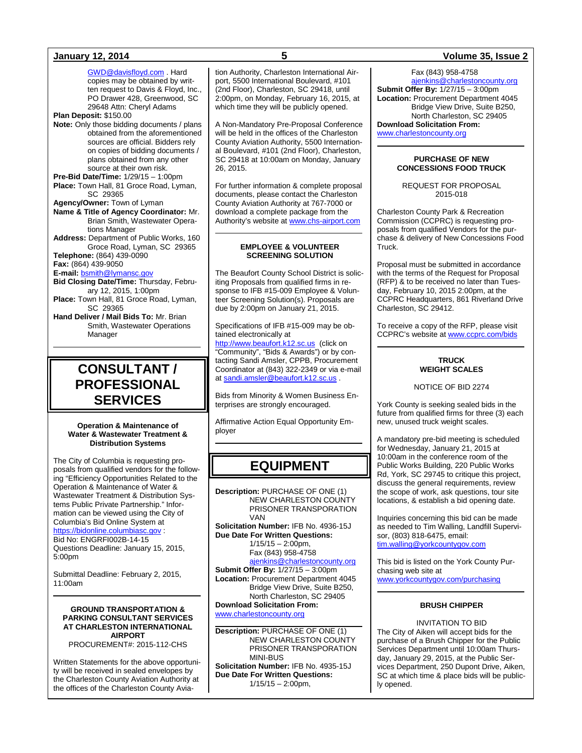GWD@davisfloyd.com . Hard copies may be obtained by written request to Davis & Floyd, Inc., PO Drawer 428, Greenwood, SC 29648 Attn: Cheryl Adams

**Plan Deposit:** $150.00

**Note:** Only those bidding documents / plans obtained from the aforementioned sources are official. Bidders rely on copies of bidding documents / plans obtained from any other source at their own risk.

**Pre-Bid Date/Time:** 1/29/15 – 1:00pm

**Place:** Town Hall, 81 Groce Road, Lyman, SC 29365

**Agency/Owner:** Town of Lyman

**Name & Title of Agency Coordinator:** Mr. Brian Smith, Wastewater Operations Manager

**Address:** Department of Public Works, 160 Groce Road, Lyman, SC 29365

**Telephone:** (864) 439-0090

**Fax:** (864) 439-9050

**E-mail:** bsmith@lymansc.gov

**Bid Closing Date/Time:** Thursday, February 12, 2015, 1:00pm

**Place:** Town Hall, 81 Groce Road, Lyman, SC 29365

**Hand Deliver / Mail Bids To:** Mr. Brian Smith, Wastewater Operations Manager

# CONSULTANT / PROFESSIONAL SERVICES

### Operation & Maintenance of Water & Wastewater Treatment & Distribution Systems

The City of Columbia is requesting proposals from qualified vendors for the following "Efficiency Opportunities Related to the Operation & Maintenance of Water & Wastewater Treatment & Distribution Systems Public Private Partnership." Information can be viewed using the City of Columbia's Bid Online System at https://bidonline.columbiasc.gov :

Bid No: ENGRFI002B-14-15

Questions Deadline: January 15, 2015, 5:00pm

Submittal Deadline: February 2, 2015, 11:00am

### GROUND TRANSPORTATION & PARKING CONSULTANT SERVICES AT CHARLESTON INTERNATIONAL AIRPORT

PROCUREMENT#: 2015-112-CHS

Written Statements for the above opportunity will be received in sealed envelopes by the Charleston County Aviation Authority at the offices of the Charleston County Aviation Authority, Charleston International Airport, 5500 International Boulevard, #101 (2nd Floor), Charleston, SC 29418, until 2:00pm, on Monday, February 16, 2015, at which time they will be publicly opened.

A Non-Mandatory Pre-Proposal Conference will be held in the offices of the Charleston County Aviation Authority, 5500 International Boulevard, #101 (2nd Floor), Charleston, SC 29418 at 10:00am on Monday, January 26, 2015.

For further information & complete proposal documents, please contact the Charleston County Aviation Authority at 767-7000 or download a complete package from the Authority's website at www.chs-airport.com

### EMPLOYEE & VOLUNTEER SCREENING SOLUTION

The Beaufort County School District is soliciting Proposals from qualified firms in response to IFB #15-009 Employee & Volunteer Screening Solution(s). Proposals are due by 2:00pm on January 21, 2015.

Specifications of IFB #15-009 may be obtained electronically at http://www.beaufort.k12.sc.us (click on "Community", "Bids & Awards") or by contacting Sandi Amsler, CPPB, Procurement Coordinator at (843) 322-2349 or via e-mail at sandi.amsler@beaufort.k12.sc.us .

Bids from Minority & Women Business Enterprises are strongly encouraged.

Affirmative Action Equal Opportunity Employer

# EQUIPMENT

**Description:** PURCHASE OF ONE (1) NEW CHARLESTON COUNTY PRISONER TRANSPORATION VAN

**Solicitation Number:** IFB No. 4936-15J

**Due Date For Written Questions:** 1/15/15 – 2:00pm, Fax (843) 958-4758 ajenkins@charlestoncounty.org

**Submit Offer By:** 1/27/15 – 3:00pm

**Location:** Procurement Department 4045 Bridge View Drive, Suite B250, North Charleston, SC 29405

**Download Solicitation From:** www.charlestoncounty.org

---

**Description:** PURCHASE OF ONE (1) NEW CHARLESTON COUNTY PRISONER TRANSPORATION MINI-BUS

**Solicitation Number:** IFB No. 4935-15J

**Due Date For Written Questions:** 1/15/15 – 2:00pm, Fax (843) 958-4758 ajenkins@charlestoncounty.org

**Submit Offer By:** 1/27/15 – 3:00pm

**Location:** Procurement Department 4045 Bridge View Drive, Suite B250, North Charleston, SC 29405

**Download Solicitation From:** www.charlestoncounty.org

### PURCHASE OF NEW CONCESSIONS FOOD TRUCK

REQUEST FOR PROPOSAL 2015-018

Charleston County Park & Recreation Commission (CCPRC) is requesting proposals from qualified Vendors for the purchase & delivery of New Concessions Food Truck.

Proposal must be submitted in accordance with the terms of the Request for Proposal (RFP) & to be received no later than Tuesday, February 10, 2015 2:00pm, at the CCPRC Headquarters, 861 Riverland Drive Charleston, SC 29412.

To receive a copy of the RFP, please visit CCPRC's website at www.ccprc.com/bids

### TRUCK WEIGHT SCALES

NOTICE OF BID 2274

York County is seeking sealed bids in the future from qualified firms for three (3) each new, unused truck weight scales.

A mandatory pre-bid meeting is scheduled for Wednesday, January 21, 2015 at 10:00am in the conference room of the Public Works Building, 220 Public Works Rd, York, SC 29745 to critique this project, discuss the general requirements, review the scope of work, ask questions, tour site locations, & establish a bid opening date.

Inquiries concerning this bid can be made as needed to Tim Walling, Landfill Supervisor, (803) 818-6475, email: tim.walling@yorkcountygov.com

This bid is listed on the York County Purchasing web site at www.yorkcountygov.com/purchasing

### BRUSH CHIPPER

INVITATION TO BID

The City of Aiken will accept bids for the purchase of a Brush Chipper for the Public Services Department until 10:00am Thursday, January 29, 2015, at the Public Services Department, 250 Dupont Drive, Aiken, SC at which time & place bids will be publicly opened.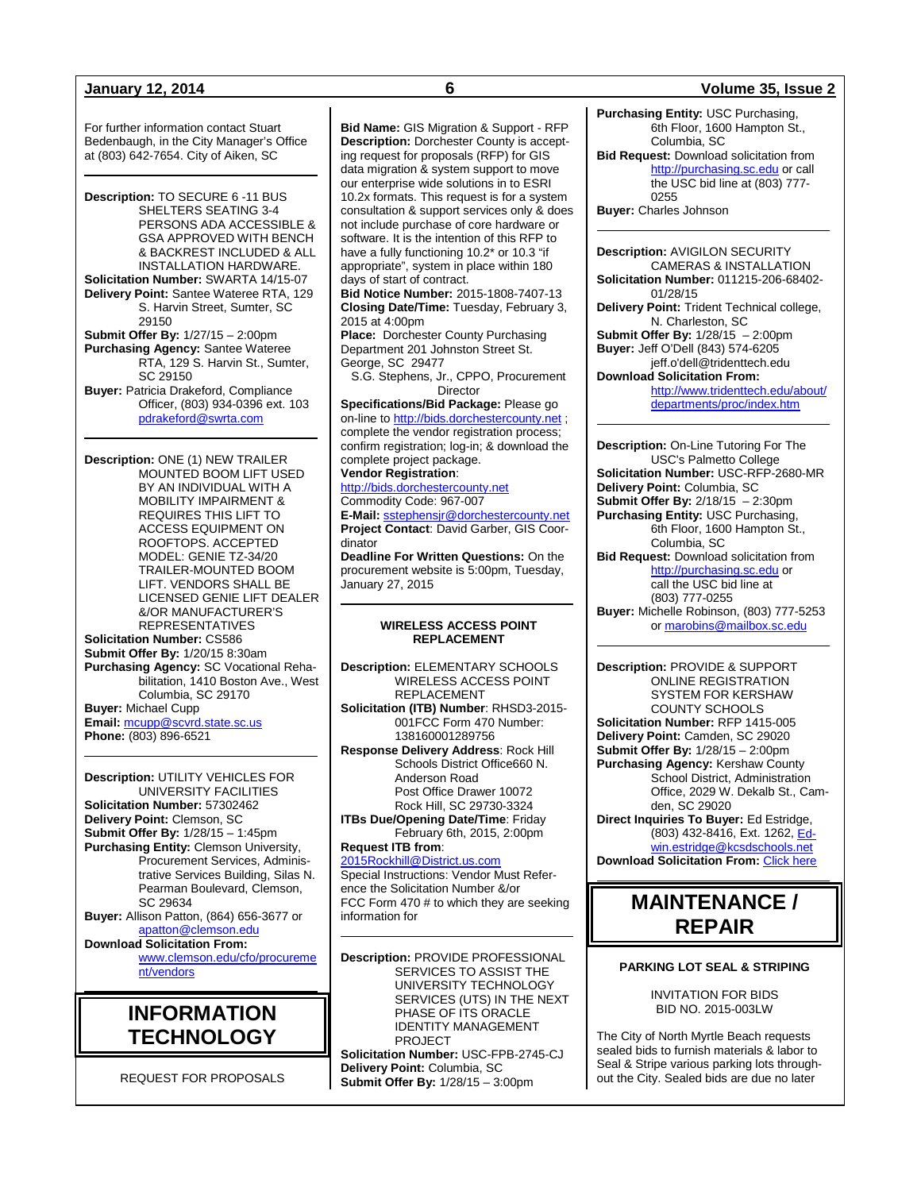For further information contact Stuart Bedenbaugh, in the City Manager's Office at (803) 642-7654. City of Aiken, SC

---

**Description:** TO SECURE 6 -11 BUS SHELTERS SEATING 3-4 PERSONS ADA ACCESSIBLE & GSA APPROVED WITH BENCH & BACKREST INCLUDED & ALL INSTALLATION HARDWARE.
**Solicitation Number:** SWARTA 14/15-07
**Delivery Point:** Santee Wateree RTA, 129 S. Harvin Street, Sumter, SC 29150
**Submit Offer By:** 1/27/15 – 2:00pm
**Purchasing Agency:** Santee Wateree RTA, 129 S. Harvin St., Sumter, SC 29150
**Buyer:** Patricia Drakeford, Compliance Officer, (803) 934-0396 ext. 103 pdrakeford@swrta.com

---

**Description:** ONE (1) NEW TRAILER MOUNTED BOOM LIFT USED BY AN INDIVIDUAL WITH A MOBILITY IMPAIRMENT & REQUIRES THIS LIFT TO ACCESS EQUIPMENT ON ROOFTOPS. ACCEPTED MODEL: GENIE TZ-34/20 TRAILER-MOUNTED BOOM LIFT. VENDORS SHALL BE LICENSED GENIE LIFT DEALER &/OR MANUFACTURER'S REPRESENTATIVES
**Solicitation Number:** CS586
**Submit Offer By:** 1/20/15 8:30am
**Purchasing Agency:** SC Vocational Rehabilitation, 1410 Boston Ave., West Columbia, SC 29170
**Buyer:** Michael Cupp
**Email:** mcupp@scvrd.state.sc.us
**Phone:** (803) 896-6521

---

**Description:** UTILITY VEHICLES FOR UNIVERSITY FACILITIES
**Solicitation Number:** 57302462
**Delivery Point:** Clemson, SC
**Submit Offer By:** 1/28/15 – 1:45pm
**Purchasing Entity:** Clemson University, Procurement Services, Administrative Services Building, Silas N. Pearman Boulevard, Clemson, SC 29634
**Buyer:** Allison Patton, (864) 656-3677 or apatton@clemson.edu
**Download Solicitation From:** www.clemson.edu/cfo/procurement/vendors

# INFORMATION TECHNOLOGY

REQUEST FOR PROPOSALS

**Bid Name:** GIS Migration & Support - RFP
**Description:** Dorchester County is accepting request for proposals (RFP) for GIS data migration & system support to move our enterprise wide solutions in to ESRI 10.2x formats. This request is for a system consultation & support services only & does not include purchase of core hardware or software. It is the intention of this RFP to have a fully functioning 10.2* or 10.3 "if appropriate", system in place within 180 days of start of contract.
**Bid Notice Number:** 2015-1808-7407-13
**Closing Date/Time:** Tuesday, February 3, 2015 at 4:00pm
**Place:** Dorchester County Purchasing Department 201 Johnston Street St. George, SC 29477
S.G. Stephens, Jr., CPPO, Procurement Director
**Specifications/Bid Package:** Please go on-line to http://bids.dorchestercounty.net ; complete the vendor registration process; confirm registration; log-in; & download the complete project package.
**Vendor Registration**:
http://bids.dorchestercounty.net
Commodity Code: 967-007
**E-Mail:** sstephensjr@dorchestercounty.net
**Project Contact**: David Garber, GIS Coordinator
**Deadline For Written Questions:** On the procurement website is 5:00pm, Tuesday, January 27, 2015

---

**WIRELESS ACCESS POINT REPLACEMENT**

**Description:** ELEMENTARY SCHOOLS WIRELESS ACCESS POINT REPLACEMENT
**Solicitation (ITB) Number**: RHSD3-2015-001FCC Form 470 Number: 138160001289756
**Response Delivery Address**: Rock Hill Schools District Office660 N. Anderson Road Post Office Drawer 10072 Rock Hill, SC 29730-3324
**ITBs Due/Opening Date/Time**: Friday February 6th, 2015, 2:00pm
**Request ITB from**:
2015Rockhill@District.us.com
Special Instructions: Vendor Must Reference the Solicitation Number &/or FCC Form 470 # to which they are seeking information for

---

**Description:** PROVIDE PROFESSIONAL SERVICES TO ASSIST THE UNIVERSITY TECHNOLOGY SERVICES (UTS) IN THE NEXT PHASE OF ITS ORACLE IDENTITY MANAGEMENT PROJECT
**Solicitation Number:** USC-FPB-2745-CJ
**Delivery Point:** Columbia, SC
**Submit Offer By:** 1/28/15 – 3:00pm
**Purchasing Entity:** USC Purchasing, 6th Floor, 1600 Hampton St., Columbia, SC
**Bid Request:** Download solicitation from http://purchasing.sc.edu or call the USC bid line at (803) 777-0255
**Buyer:** Charles Johnson

---

**Description:** AVIGILON SECURITY CAMERAS & INSTALLATION
**Solicitation Number:** 011215-206-68402-01/28/15
**Delivery Point:** Trident Technical college, N. Charleston, SC
**Submit Offer By:** 1/28/15 – 2:00pm
**Buyer:** Jeff O'Dell (843) 574-6205 jeff.o'dell@tridenttech.edu
**Download Solicitation From:** http://www.tridenttech.edu/about/departments/proc/index.htm

---

**Description:** On-Line Tutoring For The USC's Palmetto College
**Solicitation Number:** USC-RFP-2680-MR
**Delivery Point:** Columbia, SC
**Submit Offer By:** 2/18/15 – 2:30pm
**Purchasing Entity:** USC Purchasing, 6th Floor, 1600 Hampton St., Columbia, SC
**Bid Request:** Download solicitation from http://purchasing.sc.edu or call the USC bid line at (803) 777-0255
**Buyer:** Michelle Robinson, (803) 777-5253 or marobins@mailbox.sc.edu

---

**Description:** PROVIDE & SUPPORT ONLINE REGISTRATION SYSTEM FOR KERSHAW COUNTY SCHOOLS
**Solicitation Number:** RFP 1415-005
**Delivery Point:** Camden, SC 29020
**Submit Offer By:** 1/28/15 – 2:00pm
**Purchasing Agency:** Kershaw County School District, Administration Office, 2029 W. Dekalb St., Camden, SC 29020
**Direct Inquiries To Buyer:** Ed Estridge, (803) 432-8416, Ext. 1262, Edwin.estridge@kcsdschools.net
**Download Solicitation From:** Click here

# MAINTENANCE / REPAIR

**PARKING LOT SEAL & STRIPING**

INVITATION FOR BIDS
BID NO. 2015-003LW

The City of North Myrtle Beach requests sealed bids to furnish materials & labor to Seal & Stripe various parking lots throughout the City. Sealed bids are due no later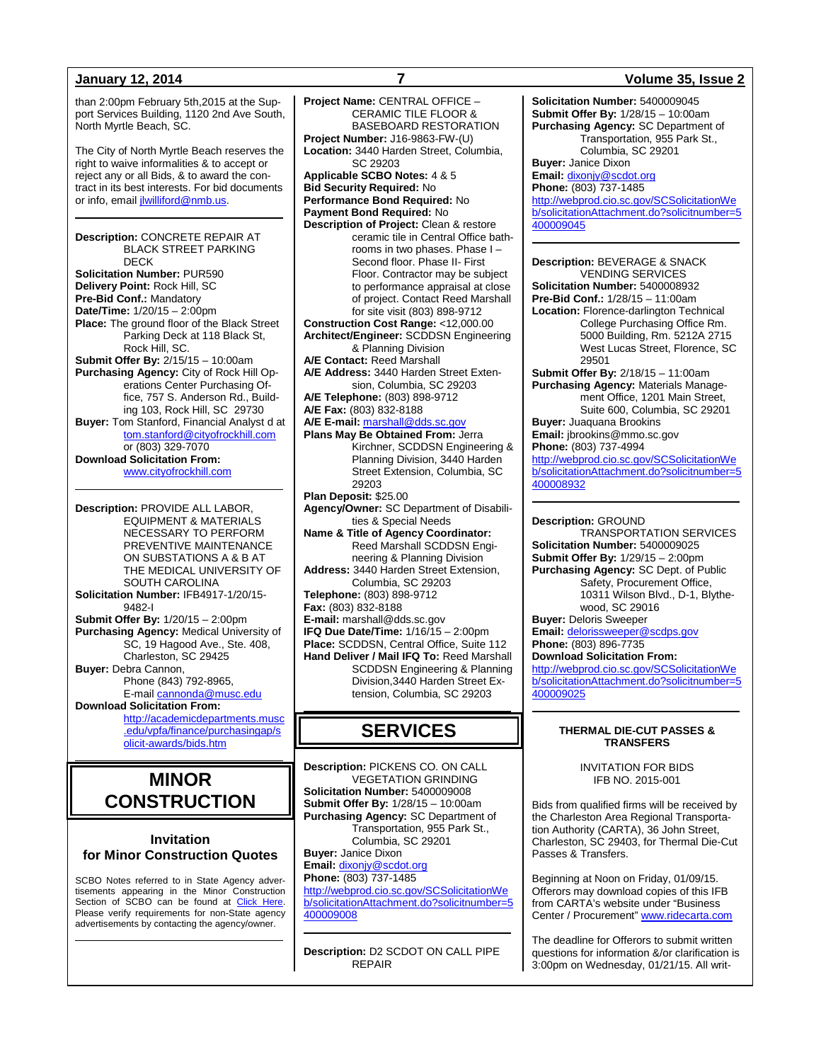than 2:00pm February 5th,2015 at the Support Services Building, 1120 2nd Ave South, North Myrtle Beach, SC.

The City of North Myrtle Beach reserves the right to waive informalities & to accept or reject any or all Bids, & to award the contract in its best interests. For bid documents or info, email jlwilliford@nmb.us.

---

**Description:** CONCRETE REPAIR AT BLACK STREET PARKING DECK
**Solicitation Number:** PUR590
**Delivery Point:** Rock Hill, SC
**Pre-Bid Conf.:** Mandatory
**Date/Time:** 1/20/15 – 2:00pm
**Place:** The ground floor of the Black Street Parking Deck at 118 Black St, Rock Hill, SC.
**Submit Offer By:** 2/15/15 – 10:00am
**Purchasing Agency:** City of Rock Hill Operations Center Purchasing Office, 757 S. Anderson Rd., Building 103, Rock Hill, SC 29730
**Buyer:** Tom Stanford, Financial Analyst d at tom.stanford@cityofrockhill.com or (803) 329-7070
**Download Solicitation From:** www.cityofrockhill.com

---

**Description:** PROVIDE ALL LABOR, EQUIPMENT & MATERIALS NECESSARY TO PERFORM PREVENTIVE MAINTENANCE ON SUBSTATIONS A & B AT THE MEDICAL UNIVERSITY OF SOUTH CAROLINA
**Solicitation Number:** IFB4917-1/20/15-9482-I
**Submit Offer By:** 1/20/15 – 2:00pm
**Purchasing Agency:** Medical University of SC, 19 Hagood Ave., Ste. 408, Charleston, SC 29425
**Buyer:** Debra Cannon, Phone (843) 792-8965, E-mail cannonda@musc.edu
**Download Solicitation From:** http://academicdepartments.musc.edu/vpfa/finance/purchasingap/solicit-awards/bids.htm

---

# MINOR CONSTRUCTION

## Invitation for Minor Construction Quotes

SCBO Notes referred to in State Agency advertisements appearing in the Minor Construction Section of SCBO can be found at Click Here. Please verify requirements for non-State agency advertisements by contacting the agency/owner.

---

**Project Name:** CENTRAL OFFICE – CERAMIC TILE FLOOR & BASEBOARD RESTORATION
**Project Number:** J16-9863-FW-(U)
**Location:** 3440 Harden Street, Columbia, SC 29203
**Applicable SCBO Notes:** 4 & 5
**Bid Security Required:** No
**Performance Bond Required:** No
**Payment Bond Required:** No
**Description of Project:** Clean & restore ceramic tile in Central Office bathrooms in two phases. Phase I – Second floor. Phase II- First Floor. Contractor may be subject to performance appraisal at close of project. Contact Reed Marshall for site visit (803) 898-9712
**Construction Cost Range:** <12,000.00
**Architect/Engineer:** SCDDSN Engineering & Planning Division
**A/E Contact:** Reed Marshall
**A/E Address:** 3440 Harden Street Extension, Columbia, SC 29203
**A/E Telephone:** (803) 898-9712
**A/E Fax:** (803) 832-8188
**A/E E-mail:** marshall@dds.sc.gov
**Plans May Be Obtained From:** Jerra Kirchner, SCDDSN Engineering & Planning Division, 3440 Harden Street Extension, Columbia, SC 29203
**Plan Deposit:** $25.00
**Agency/Owner:** SC Department of Disabilities & Special Needs
**Name & Title of Agency Coordinator:** Reed Marshall SCDDSN Engineering & Planning Division
**Address:** 3440 Harden Street Extension, Columbia, SC 29203
**Telephone:** (803) 898-9712
**Fax:** (803) 832-8188
**E-mail:** marshall@dds.sc.gov
**IFQ Due Date/Time:** 1/16/15 – 2:00pm
**Place:** SCDDSN, Central Office, Suite 112
**Hand Deliver / Mail IFQ To:** Reed Marshall SCDDSN Engineering & Planning Division,3440 Harden Street Extension, Columbia, SC 29203

---

# SERVICES

**Description:** PICKENS CO. ON CALL VEGETATION GRINDING
**Solicitation Number:** 5400009008
**Submit Offer By:** 1/28/15 – 10:00am
**Purchasing Agency:** SC Department of Transportation, 955 Park St., Columbia, SC 29201
**Buyer:** Janice Dixon
**Email:** dixonjy@scdot.org
**Phone:** (803) 737-1485
http://webprod.cio.sc.gov/SCSolicitationWeb/solicitationAttachment.do?solicitnumber=5400009008

---

**Description:** D2 SCDOT ON CALL PIPE REPAIR
**Solicitation Number:** 5400009045
**Submit Offer By:** 1/28/15 – 10:00am
**Purchasing Agency:** SC Department of Transportation, 955 Park St., Columbia, SC 29201
**Buyer:** Janice Dixon
**Email:** dixonjy@scdot.org
**Phone:** (803) 737-1485
http://webprod.cio.sc.gov/SCSolicitationWeb/solicitationAttachment.do?solicitnumber=5400009045

---

**Description:** BEVERAGE & SNACK VENDING SERVICES
**Solicitation Number:** 5400008932
**Pre-Bid Conf.:** 1/28/15 – 11:00am
**Location:** Florence-darlington Technical College Purchasing Office Rm. 5000 Building, Rm. 5212A 2715 West Lucas Street, Florence, SC 29501
**Submit Offer By:** 2/18/15 – 11:00am
**Purchasing Agency:** Materials Management Office, 1201 Main Street, Suite 600, Columbia, SC 29201
**Buyer:** Juaquana Brookins
**Email:** jbrookins@mmo.sc.gov
**Phone:** (803) 737-4994
http://webprod.cio.sc.gov/SCSolicitationWeb/solicitationAttachment.do?solicitnumber=5400008932

---

**Description:** GROUND TRANSPORTATION SERVICES
**Solicitation Number:** 5400009025
**Submit Offer By:** 1/29/15 – 2:00pm
**Purchasing Agency:** SC Dept. of Public Safety, Procurement Office, 10311 Wilson Blvd., D-1, Blythewood, SC 29016
**Buyer:** Deloris Sweeper
**Email:** delorissweeper@scdps.gov
**Phone:** (803) 896-7735
**Download Solicitation From:**
http://webprod.cio.sc.gov/SCSolicitationWeb/solicitationAttachment.do?solicitnumber=5400009025

---

**THERMAL DIE-CUT PASSES & TRANSFERS**

INVITATION FOR BIDS
IFB NO. 2015-001

Bids from qualified firms will be received by the Charleston Area Regional Transportation Authority (CARTA), 36 John Street, Charleston, SC 29403, for Thermal Die-Cut Passes & Transfers.

Beginning at Noon on Friday, 01/09/15. Offerors may download copies of this IFB from CARTA's website under "Business Center / Procurement" www.ridecarta.com

The deadline for Offerors to submit written questions for information &/or clarification is 3:00pm on Wednesday, 01/21/15. All writ-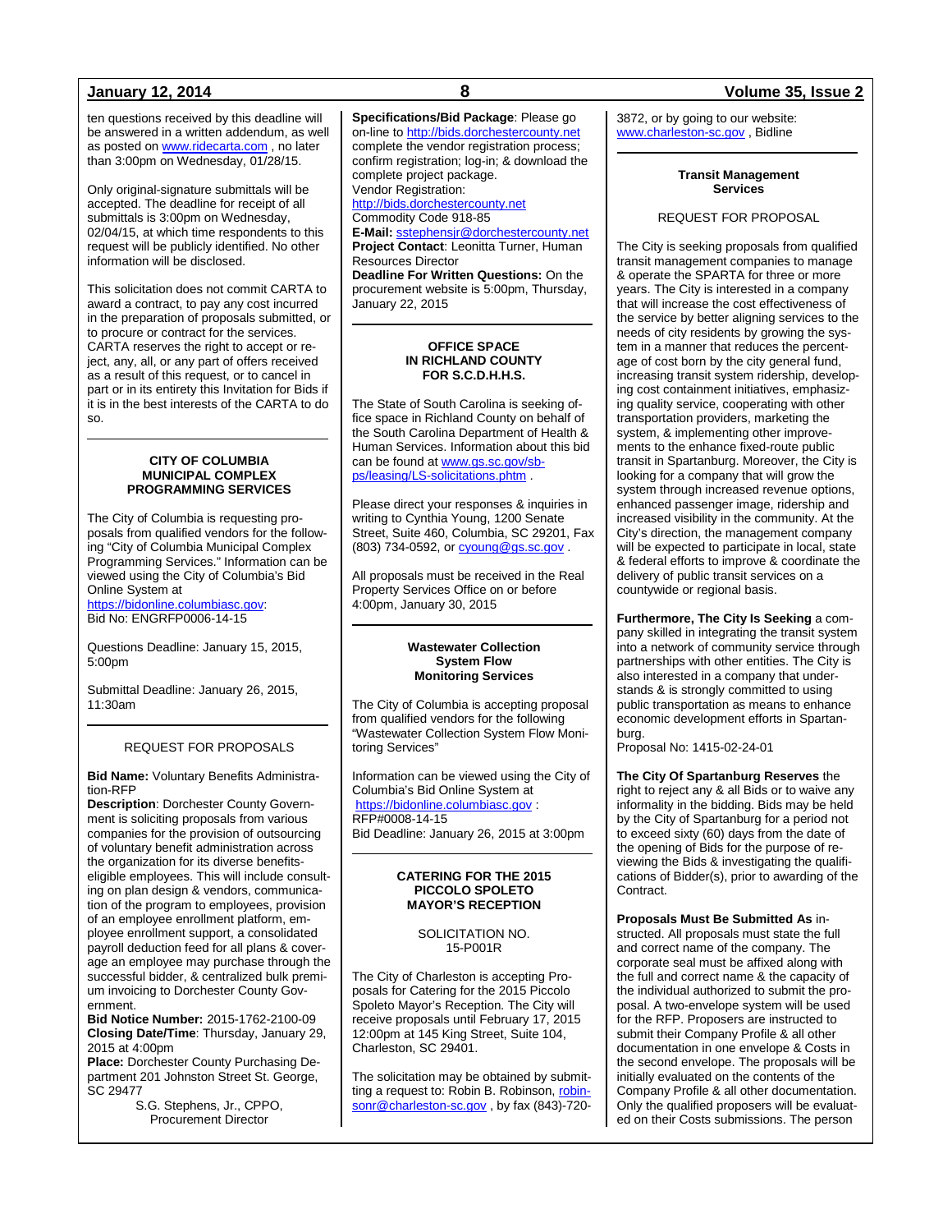ten questions received by this deadline will be answered in a written addendum, as well as posted on www.ridecarta.com , no later than 3:00pm on Wednesday, 01/28/15.

Only original-signature submittals will be accepted. The deadline for receipt of all submittals is 3:00pm on Wednesday, 02/04/15, at which time respondents to this request will be publicly identified. No other information will be disclosed.

This solicitation does not commit CARTA to award a contract, to pay any cost incurred in the preparation of proposals submitted, or to procure or contract for the services. CARTA reserves the right to accept or reject, any, all, or any part of offers received as a result of this request, or to cancel in part or in its entirety this Invitation for Bids if it is in the best interests of the CARTA to do so.

---

### CITY OF COLUMBIA MUNICIPAL COMPLEX PROGRAMMING SERVICES

The City of Columbia is requesting proposals from qualified vendors for the following "City of Columbia Municipal Complex Programming Services." Information can be viewed using the City of Columbia's Bid Online System at https://bidonline.columbiasc.gov:
Bid No: ENGRFP0006-14-15

Questions Deadline: January 15, 2015, 5:00pm

Submittal Deadline: January 26, 2015, 11:30am

---

### REQUEST FOR PROPOSALS

**Bid Name:** Voluntary Benefits Administration-RFP
**Description**: Dorchester County Government is soliciting proposals from various companies for the provision of outsourcing of voluntary benefit administration across the organization for its diverse benefits-eligible employees. This will include consulting on plan design & vendors, communication of the program to employees, provision of an employee enrollment platform, employee enrollment support, a consolidated payroll deduction feed for all plans & coverage an employee may purchase through the successful bidder, & centralized bulk premium invoicing to Dorchester County Government.
**Bid Notice Number:** 2015-1762-2100-09
**Closing Date/Time**: Thursday, January 29, 2015 at 4:00pm
**Place:** Dorchester County Purchasing Department 201 Johnston Street St. George, SC 29477

S.G. Stephens, Jr., CPPO,
Procurement Director

**Specifications/Bid Package**: Please go on-line to http://bids.dorchestercounty.net complete the vendor registration process; confirm registration; log-in; & download the complete project package.
Vendor Registration:
http://bids.dorchestercounty.net
Commodity Code 918-85
**E-Mail:** sstephensjr@dorchestercounty.net
**Project Contact**: Leonitta Turner, Human Resources Director
**Deadline For Written Questions:** On the procurement website is 5:00pm, Thursday, January 22, 2015

---

### OFFICE SPACE IN RICHLAND COUNTY FOR S.C.D.H.H.S.

The State of South Carolina is seeking office space in Richland County on behalf of the South Carolina Department of Health & Human Services. Information about this bid can be found at www.gs.sc.gov/sb-ps/leasing/LS-solicitations.phtm .

Please direct your responses & inquiries in writing to Cynthia Young, 1200 Senate Street, Suite 460, Columbia, SC 29201, Fax (803) 734-0592, or cyoung@gs.sc.gov .

All proposals must be received in the Real Property Services Office on or before 4:00pm, January 30, 2015

---

### Wastewater Collection System Flow Monitoring Services

The City of Columbia is accepting proposal from qualified vendors for the following "Wastewater Collection System Flow Monitoring Services"

Information can be viewed using the City of Columbia's Bid Online System at https://bidonline.columbiasc.gov :
RFP#0008-14-15
Bid Deadline: January 26, 2015 at 3:00pm

---

### CATERING FOR THE 2015 PICCOLO SPOLETO MAYOR'S RECEPTION

SOLICITATION NO. 15-P001R

The City of Charleston is accepting Proposals for Catering for the 2015 Piccolo Spoleto Mayor's Reception. The City will receive proposals until February 17, 2015 12:00pm at 145 King Street, Suite 104, Charleston, SC 29401.

The solicitation may be obtained by submitting a request to: Robin B. Robinson, robinsonr@charleston-sc.gov , by fax (843)-720-3872, or by going to our website: www.charleston-sc.gov , Bidline

---

### Transit Management Services

REQUEST FOR PROPOSAL

The City is seeking proposals from qualified transit management companies to manage & operate the SPARTA for three or more years. The City is interested in a company that will increase the cost effectiveness of the service by better aligning services to the needs of city residents by growing the system in a manner that reduces the percentage of cost born by the city general fund, increasing transit system ridership, developing cost containment initiatives, emphasizing quality service, cooperating with other transportation providers, marketing the system, & implementing other improvements to the enhance fixed-route public transit in Spartanburg. Moreover, the City is looking for a company that will grow the system through increased revenue options, enhanced passenger image, ridership and increased visibility in the community. At the City's direction, the management company will be expected to participate in local, state & federal efforts to improve & coordinate the delivery of public transit services on a countywide or regional basis.

**Furthermore, The City Is Seeking** a company skilled in integrating the transit system into a network of community service through partnerships with other entities. The City is also interested in a company that understands & is strongly committed to using public transportation as means to enhance economic development efforts in Spartanburg.
Proposal No: 1415-02-24-01

**The City Of Spartanburg Reserves** the right to reject any & all Bids or to waive any informality in the bidding. Bids may be held by the City of Spartanburg for a period not to exceed sixty (60) days from the date of the opening of Bids for the purpose of reviewing the Bids & investigating the qualifications of Bidder(s), prior to awarding of the Contract.

**Proposals Must Be Submitted As** instructed. All proposals must state the full and correct name of the company. The corporate seal must be affixed along with the full and correct name & the capacity of the individual authorized to submit the proposal. A two-envelope system will be used for the RFP. Proposers are instructed to submit their Company Profile & all other documentation in one envelope & Costs in the second envelope. The proposals will be initially evaluated on the contents of the Company Profile & all other documentation. Only the qualified proposers will be evaluated on their Costs submissions. The person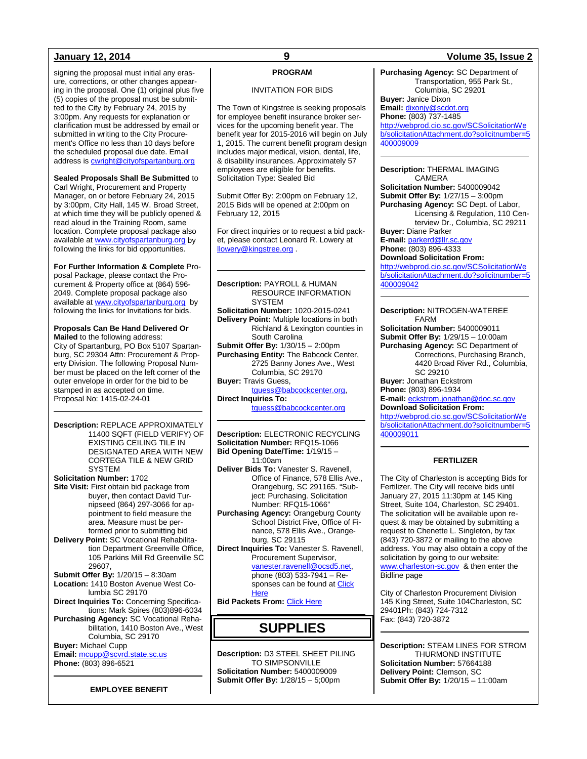signing the proposal must initial any erasure, corrections, or other changes appearing in the proposal. One (1) original plus five (5) copies of the proposal must be submitted to the City by February 24, 2015 by 3:00pm. Any requests for explanation or clarification must be addressed by email or submitted in writing to the City Procurement's Office no less than 10 days before the scheduled proposal due date. Email address is cwright@cityofspartanburg.org

**Sealed Proposals Shall Be Submitted** to Carl Wright, Procurement and Property Manager, on or before February 24, 2015 by 3:00pm, City Hall, 145 W. Broad Street, at which time they will be publicly opened & read aloud in the Training Room, same location. Complete proposal package also available at www.cityofspartanburg.org by following the links for bid opportunities.

**For Further Information & Complete** Proposal Package, please contact the Procurement & Property office at (864) 596-2049. Complete proposal package also available at www.cityofspartanburg.org by following the links for Invitations for bids.

**Proposals Can Be Hand Delivered Or Mailed** to the following address:
City of Spartanburg, PO Box 5107 Spartanburg, SC 29304 Attn: Procurement & Property Division. The following Proposal Number must be placed on the left corner of the outer envelope in order for the bid to be stamped in as accepted on time.
Proposal No: 1415-02-24-01

---

**Description:** REPLACE APPROXIMATELY 11400 SQFT (FIELD VERIFY) OF EXISTING CEILING TILE IN DESIGNATED AREA WITH NEW CORTEGA TILE & NEW GRID SYSTEM
**Solicitation Number:** 1702
**Site Visit:** First obtain bid package from buyer, then contact David Turnipseed (864) 297-3066 for appointment to field measure the area. Measure must be performed prior to submitting bid
**Delivery Point:** SC Vocational Rehabilitation Department Greenville Office, 105 Parkins Mill Rd Greenville SC 29607,
**Submit Offer By:** 1/20/15 – 8:30am
**Location:** 1410 Boston Avenue West Columbia SC 29170
**Direct Inquiries To:** Concerning Specifications: Mark Spires (803)896-6034
**Purchasing Agency:** SC Vocational Rehabilitation, 1410 Boston Ave., West Columbia, SC 29170
**Buyer:** Michael Cupp
**Email:** mcupp@scvrd.state.sc.us
**Phone:** (803) 896-6521

---

**EMPLOYEE BENEFIT PROGRAM**

INVITATION FOR BIDS

The Town of Kingstree is seeking proposals for employee benefit insurance broker services for the upcoming benefit year. The benefit year for 2015-2016 will begin on July 1, 2015. The current benefit program design includes major medical, vision, dental, life, & disability insurances. Approximately 57 employees are eligible for benefits.
Solicitation Type: Sealed Bid

Submit Offer By: 2:00pm on February 12, 2015 Bids will be opened at 2:00pm on February 12, 2015

For direct inquiries or to request a bid packet, please contact Leonard R. Lowery at llowery@kingstree.org .

---

**Description:** PAYROLL & HUMAN RESOURCE INFORMATION SYSTEM
**Solicitation Number:** 1020-2015-0241
**Delivery Point:** Multiple locations in both Richland & Lexington counties in South Carolina
**Submit Offer By:** 1/30/15 – 2:00pm
**Purchasing Entity:** The Babcock Center, 2725 Banny Jones Ave., West Columbia, SC 29170
**Buyer:** Travis Guess, tguess@babcockcenter.org,
**Direct Inquiries To:** tguess@babcockcenter.org

---

**Description:** ELECTRONIC RECYCLING
**Solicitation Number:** RFQ15-1066
**Bid Opening Date/Time:** 1/19/15 – 11:00am
**Deliver Bids To:** Vanester S. Ravenell, Office of Finance, 578 Ellis Ave., Orangeburg, SC 291165. "Subject: Purchasing. Solicitation Number: RFQ15-1066"
**Purchasing Agency:** Orangeburg County School District Five, Office of Finance, 578 Ellis Ave., Orangeburg, SC 29115
**Direct Inquiries To:** Vanester S. Ravenell, Procurement Supervisor, vanester.ravenell@ocsd5.net, phone (803) 533-7941 – Responses can be found at Click Here
**Bid Packets From:** Click Here

# SUPPLIES

**Description:** D3 STEEL SHEET PILING TO SIMPSONVILLE
**Solicitation Number:** 5400009009
**Submit Offer By:** 1/28/15 – 5;00pm
**Purchasing Agency:** SC Department of Transportation, 955 Park St., Columbia, SC 29201
**Buyer:** Janice Dixon
**Email:** dixonjy@scdot.org
**Phone:** (803) 737-1485
http://webprod.cio.sc.gov/SCSolicitationWeb/solicitationAttachment.do?solicitnumber=5400009009

---

**Description:** THERMAL IMAGING CAMERA
**Solicitation Number:** 5400009042
**Submit Offer By:** 1/27/15 – 3:00pm
**Purchasing Agency:** SC Dept. of Labor, Licensing & Regulation, 110 Centerview Dr., Columbia, SC 29211
**Buyer:** Diane Parker
**E-mail:** parkerd@llr.sc.gov
**Phone:** (803) 896-4333
**Download Solicitation From:**
http://webprod.cio.sc.gov/SCSolicitationWeb/solicitationAttachment.do?solicitnumber=5400009042

---

**Description:** NITROGEN-WATEREE FARM
**Solicitation Number:** 5400009011
**Submit Offer By:** 1/29/15 – 10:00am
**Purchasing Agency:** SC Department of Corrections, Purchasing Branch, 4420 Broad River Rd., Columbia, SC 29210
**Buyer:** Jonathan Eckstrom
**Phone:** (803) 896-1934
**E-mail:** eckstrom.jonathan@doc.sc.gov
**Download Solicitation From:**
http://webprod.cio.sc.gov/SCSolicitationWeb/solicitationAttachment.do?solicitnumber=5400009011

---

**FERTILIZER**

The City of Charleston is accepting Bids for Fertilizer. The City will receive bids until January 27, 2015 11:30pm at 145 King Street, Suite 104, Charleston, SC 29401. The solicitation will be available upon request & may be obtained by submitting a request to Chenette L. Singleton, by fax (843) 720-3872 or mailing to the above address. You may also obtain a copy of the solicitation by going to our website: www.charleston-sc.gov & then enter the Bidline page

City of Charleston Procurement Division
145 King Street, Suite 104Charleston, SC 29401Ph: (843) 724-7312
Fax: (843) 720-3872

---

**Description:** STEAM LINES FOR STROM THURMOND INSTITUTE
**Solicitation Number:** 57664188
**Delivery Point:** Clemson, SC
**Submit Offer By:** 1/20/15 – 11:00am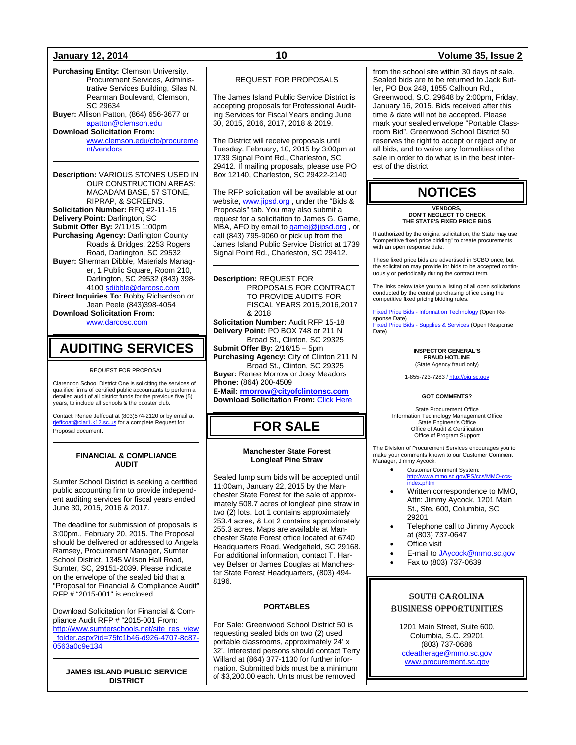**Purchasing Entity:** Clemson University, Procurement Services, Administrative Services Building, Silas N. Pearman Boulevard, Clemson, SC 29634
**Buyer:** Allison Patton, (864) 656-3677 or apatton@clemson.edu
**Download Solicitation From:** www.clemson.edu/cfo/procurement/vendors

---

**Description:** VARIOUS STONES USED IN OUR CONSTRUCTION AREAS: MACADAM BASE, 57 STONE, RIPRAP, & SCREENS.
**Solicitation Number:** RFQ #2-11-15
**Delivery Point:** Darlington, SC
**Submit Offer By:** 2/11/15 1:00pm
**Purchasing Agency:** Darlington County Roads & Bridges, 2253 Rogers Road, Darlington, SC 29532
**Buyer:** Sherman Dibble, Materials Manager, 1 Public Square, Room 210, Darlington, SC 29532 (843) 398-4100 sdibble@darcosc.com
**Direct Inquiries To:** Bobby Richardson or Jean Peele (843)398-4054
**Download Solicitation From:** www.darcosc.com

# AUDITING SERVICES

REQUEST FOR PROPOSAL

Clarendon School District One is soliciting the services of qualified firms of certified public accountants to perform a detailed audit of all district funds for the previous five (5) years, to include all schools & the booster club.

Contact: Renee Jeffcoat at (803)574-2120 or by email at rjeffcoat@clar1.k12.sc.us for a complete Request for Proposal document.

---

### FINANCIAL & COMPLIANCE AUDIT

Sumter School District is seeking a certified public accounting firm to provide independent auditing services for fiscal years ended June 30, 2015, 2016 & 2017.

The deadline for submission of proposals is 3:00pm., February 20, 2015. The Proposal should be delivered or addressed to Angela Ramsey, Procurement Manager, Sumter School District, 1345 Wilson Hall Road, Sumter, SC, 29151-2039. Please indicate on the envelope of the sealed bid that a "Proposal for Financial & Compliance Audit" RFP # "2015-001" is enclosed.

Download Solicitation for Financial & Compliance Audit RFP # "2015-001 From: http://www.sumterschools.net/site_res_view_folder.aspx?id=75fc1b46-d926-4707-8c87-0563a0c9e134

---

### JAMES ISLAND PUBLIC SERVICE DISTRICT

REQUEST FOR PROPOSALS

The James Island Public Service District is accepting proposals for Professional Auditing Services for Fiscal Years ending June 30, 2015, 2016, 2017, 2018 & 2019.

The District will receive proposals until Tuesday, February, 10, 2015 by 3:00pm at 1739 Signal Point Rd., Charleston, SC 29412. If mailing proposals, please use PO Box 12140, Charleston, SC 29422-2140

The RFP solicitation will be available at our website, www.jipsd.org , under the "Bids & Proposals" tab. You may also submit a request for a solicitation to James G. Game, MBA, AFO by email to gamej@jipsd.org , or call (843) 795-9060 or pick up from the James Island Public Service District at 1739 Signal Point Rd., Charleston, SC 29412.

---

**Description:** REQUEST FOR PROPOSALS FOR CONTRACT TO PROVIDE AUDITS FOR FISCAL YEARS 2015,2016,2017 & 2018
**Solicitation Number:** Audit RFP 15-18
**Delivery Point:** PO BOX 748 or 211 N Broad St., Clinton, SC 29325
**Submit Offer By:** 2/16/15 – 5pm
**Purchasing Agency:** City of Clinton 211 N Broad St., Clinton, SC 29325
**Buyer:** Renee Morrow or Joey Meadors
**Phone:** (864) 200-4509
**E-Mail:** **rmorrow@cityofclintonsc.com**
**Download Solicitation From:** Click Here

# FOR SALE

### Manchester State Forest Longleaf Pine Straw

Sealed lump sum bids will be accepted until 11:00am, January 22, 2015 by the Manchester State Forest for the sale of approximately 508.7 acres of longleaf pine straw in two (2) lots. Lot 1 contains approximately 253.4 acres, & Lot 2 contains approximately 255.3 acres. Maps are available at Manchester State Forest office located at 6740 Headquarters Road, Wedgefield, SC 29168. For additional information, contact T. Harvey Belser or James Douglas at Manchester State Forest Headquarters, (803) 494-8196.

---

### PORTABLES

For Sale: Greenwood School District 50 is requesting sealed bids on two (2) used portable classrooms, approximately 24' x 32'. Interested persons should contact Terry Willard at (864) 377-1130 for further information. Submitted bids must be a minimum of $3,200.00 each. Units must be removed from the school site within 30 days of sale. Sealed bids are to be returned to Jack Butler, PO Box 248, 1855 Calhoun Rd., Greenwood, S.C. 29648 by 2:00pm, Friday, January 16, 2015. Bids received after this time & date will not be accepted. Please mark your sealed envelope "Portable Classroom Bid". Greenwood School District 50 reserves the right to accept or reject any or all bids, and to waive any formalities of the sale in order to do what is in the best interest of the district

# NOTICES

**VENDORS,
DON'T NEGLECT TO CHECK
THE STATE'S FIXED PRICE BIDS**

If authorized by the original solicitation, the State may use "competitive fixed price bidding" to create procurements with an open response date.

These fixed price bids are advertised in SCBO once, but the solicitation may provide for bids to be accepted continuously or periodically during the contract term.

The links below take you to a listing of all open solicitations conducted by the central purchasing office using the competitive fixed pricing bidding rules.

Fixed Price Bids - Information Technology (Open Response Date)
Fixed Price Bids - Supplies & Services (Open Response Date)

---

**INSPECTOR GENERAL'S
FRAUD HOTLINE**
(State Agency fraud only)

1-855-723-7283 / http://oig.sc.gov

---

**GOT COMMENTS?**

State Procurement Office
Information Technology Management Office
State Engineer's Office
Office of Audit & Certification
Office of Program Support

The Division of Procurement Services encourages you to make your comments known to our Customer Comment Manager, Jimmy Aycock:

- Customer Comment System: http://www.mmo.sc.gov/PS/ccs/MMO-ccs-index.phtm
- Written correspondence to MMO, Attn: Jimmy Aycock, 1201 Main St., Ste. 600, Columbia, SC 29201
- Telephone call to Jimmy Aycock at (803) 737-0647
- Office visit
- E-mail to JAycock@mmo.sc.gov
- Fax to (803) 737-0639

---

SOUTH CAROLINA
BUSINESS OPPORTUNITIES

1201 Main Street, Suite 600,
Columbia, S.C. 29201
(803) 737-0686
cdeatherage@mmo.sc.gov
www.procurement.sc.gov